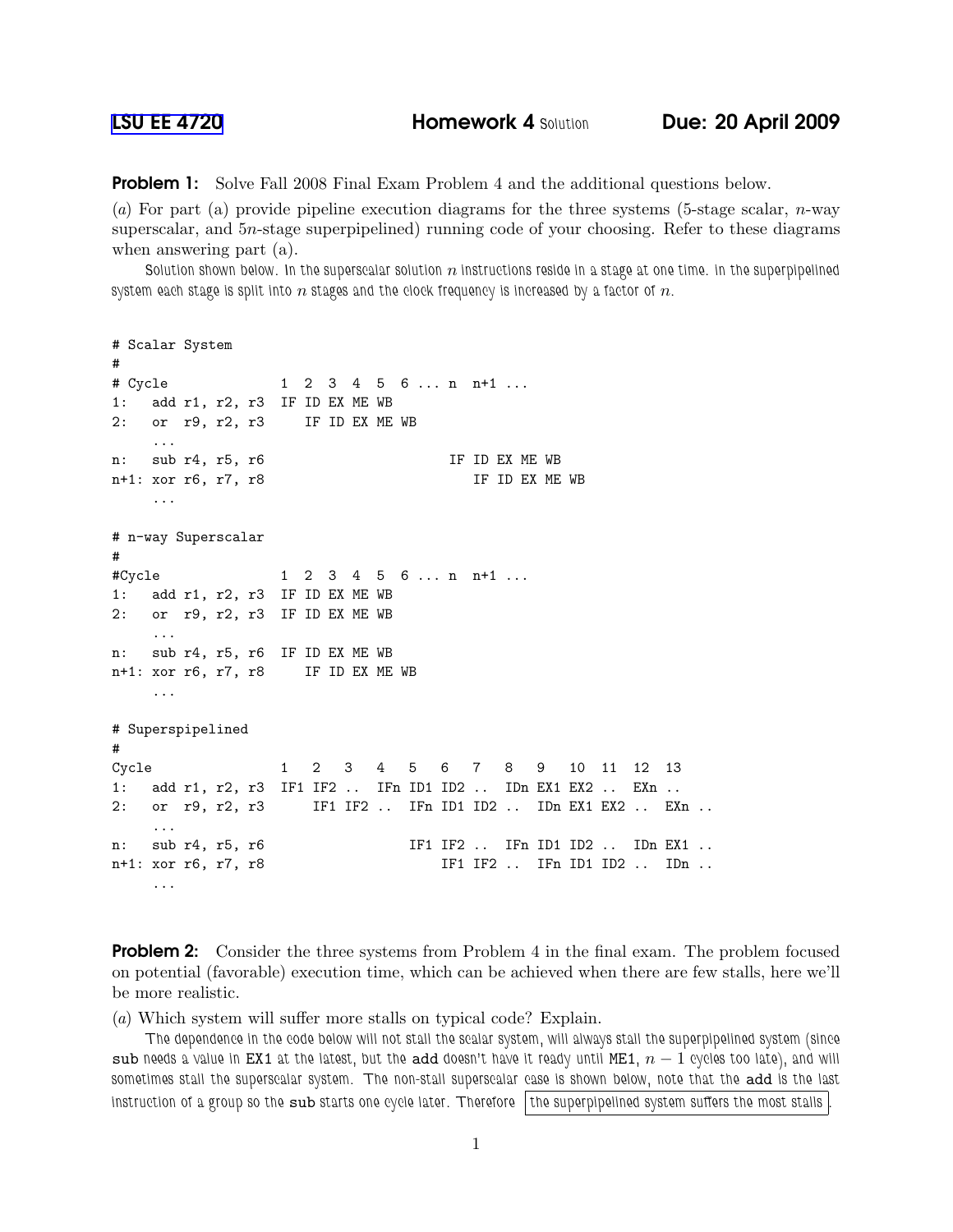[LSU EE 4720] **Homework 4** Solution **Due: 20 April 2009**

**Problem 1:** Solve Fall 2008 Final Exam Problem 4 and the additional questions below.

(*a*) For part (a) provide pipeline execution diagrams for the three systems (5-stage scalar, $n$-way superscalar, and $5n$-stage superpipelined) running code of your choosing. Refer to these diagrams when answering part (a).

*Solution shown below. In the superscalar solution $n$ instructions reside in a stage at one time. In the superpipelined system each stage is split into $n$ stages and the clock frequency is increased by a factor of $n$.*

```
# Scalar System
#
# Cycle              1  2  3  4  5  6 ... n  n+1 ...
1:   add r1, r2, r3  IF ID EX ME WB
2:   or  r9, r2, r3     IF ID EX ME WB
     ...
n:   sub r4, r5, r6                      IF ID EX ME WB
n+1: xor r6, r7, r8                         IF ID EX ME WB
     ...

# n-way Superscalar
#
#Cycle               1  2  3  4  5  6 ... n  n+1 ...
1:   add r1, r2, r3  IF ID EX ME WB
2:   or  r9, r2, r3  IF ID EX ME WB
     ...
n:   sub r4, r5, r6  IF ID EX ME WB
n+1: xor r6, r7, r8     IF ID EX ME WB
     ...

# Superspipelined
#
Cycle                1   2   3   4   5   6   7   8   9   10  11  12  13
1:   add r1, r2, r3  IF1 IF2 ..  IFn ID1 ID2 ..  IDn EX1 EX2 ..  EXn ..
2:   or  r9, r2, r3      IF1 IF2 ..  IFn ID1 ID2 ..  IDn EX1 EX2 ..  EXn ..
     ...
n:   sub r4, r5, r6                  IF1 IF2 ..  IFn ID1 ID2 ..  IDn EX1 ..
n+1: xor r6, r7, r8                      IF1 IF2 ..  IFn ID1 ID2 ..  IDn ..
     ...
```

**Problem 2:** Consider the three systems from Problem 4 in the final exam. The problem focused on potential (favorable) execution time, which can be achieved when there are few stalls, here we'll be more realistic.

(*a*) Which system will suffer more stalls on typical code? Explain.

*The dependence in the code below will not stall the scalar system, will always stall the superpipelined system (since* `sub` *needs a value in* `EX1` *at the latest, but the* `add` *doesn't have it ready until* `ME1`*, $n-1$ cycles too late), and will sometimes stall the superscalar system. The non-stall superscalar case is shown below, note that the* `add` *is the last instruction of a group so the* `sub` *starts one cycle later. Therefore* **the superpipelined system suffers the most stalls**.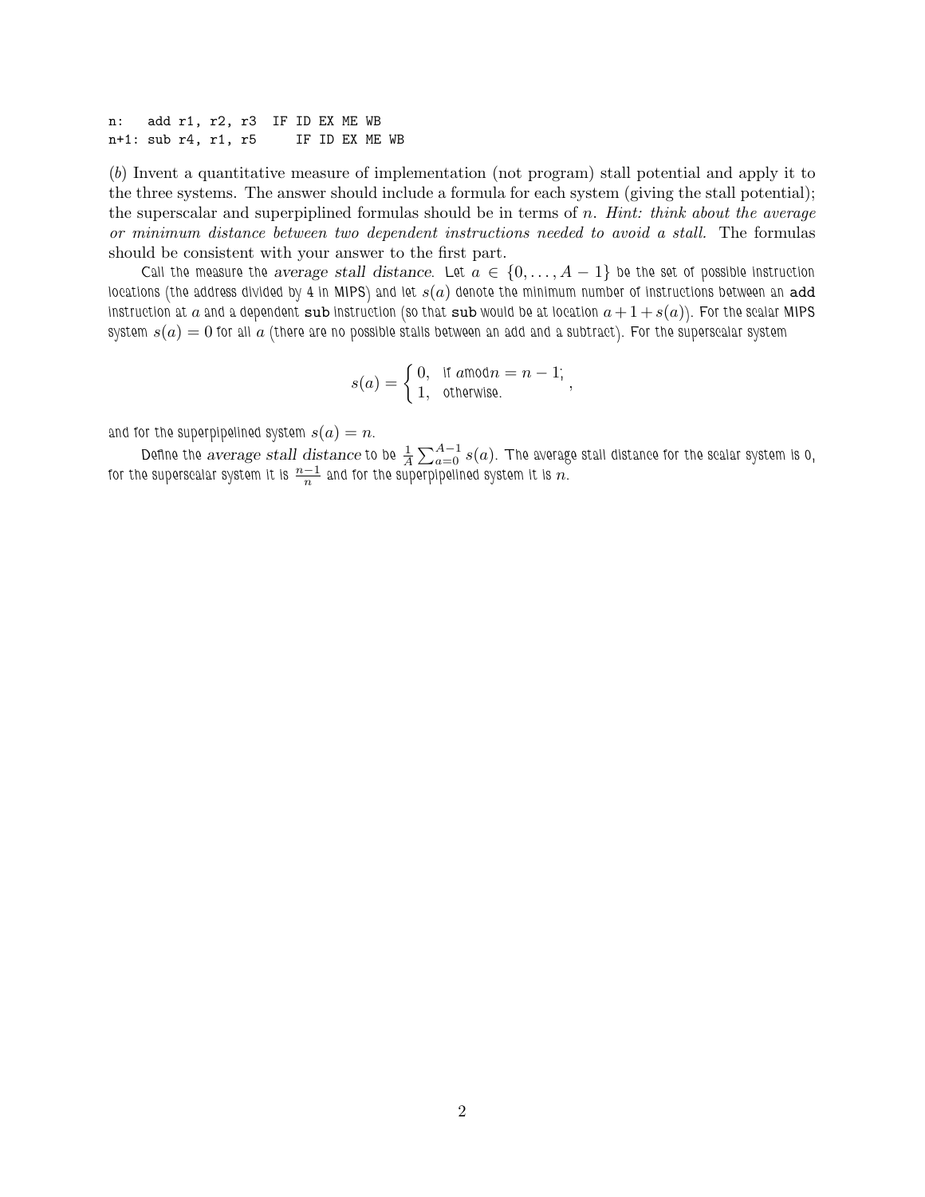```
n:   add r1, r2, r3  IF ID EX ME WB
n+1: sub r4, r1, r5     IF ID EX ME WB
```

(*b*) Invent a quantitative measure of implementation (not program) stall potential and apply it to the three systems. The answer should include a formula for each system (giving the stall potential); the superscalar and superpiplined formulas should be in terms of $n$. *Hint: think about the average or minimum distance between two dependent instructions needed to avoid a stall.* The formulas should be consistent with your answer to the first part.

Call the measure the *average stall distance*. Let $a \in \{0, \ldots, A-1\}$ be the set of possible instruction locations (the address divided by 4 in MIPS) and let $s(a)$ denote the minimum number of instructions between an **add** instruction at $a$ and a dependent **sub** instruction (so that **sub** would be at location $a+1+s(a)$). For the scalar MIPS system $s(a) = 0$ for all $a$ (there are no possible stalls between an add and a subtract). For the superscalar system

$$s(a) = \begin{cases} 0, & \text{if } a \bmod n = n-1; \\ 1, & \text{otherwise.} \end{cases},$$

and for the superpipelined system $s(a) = n$.

Define the *average stall distance* to be $\frac{1}{A}\sum_{a=0}^{A-1} s(a)$. The average stall distance for the scalar system is 0, for the superscalar system it is $\frac{n-1}{n}$ and for the superpipelined system it is $n$.